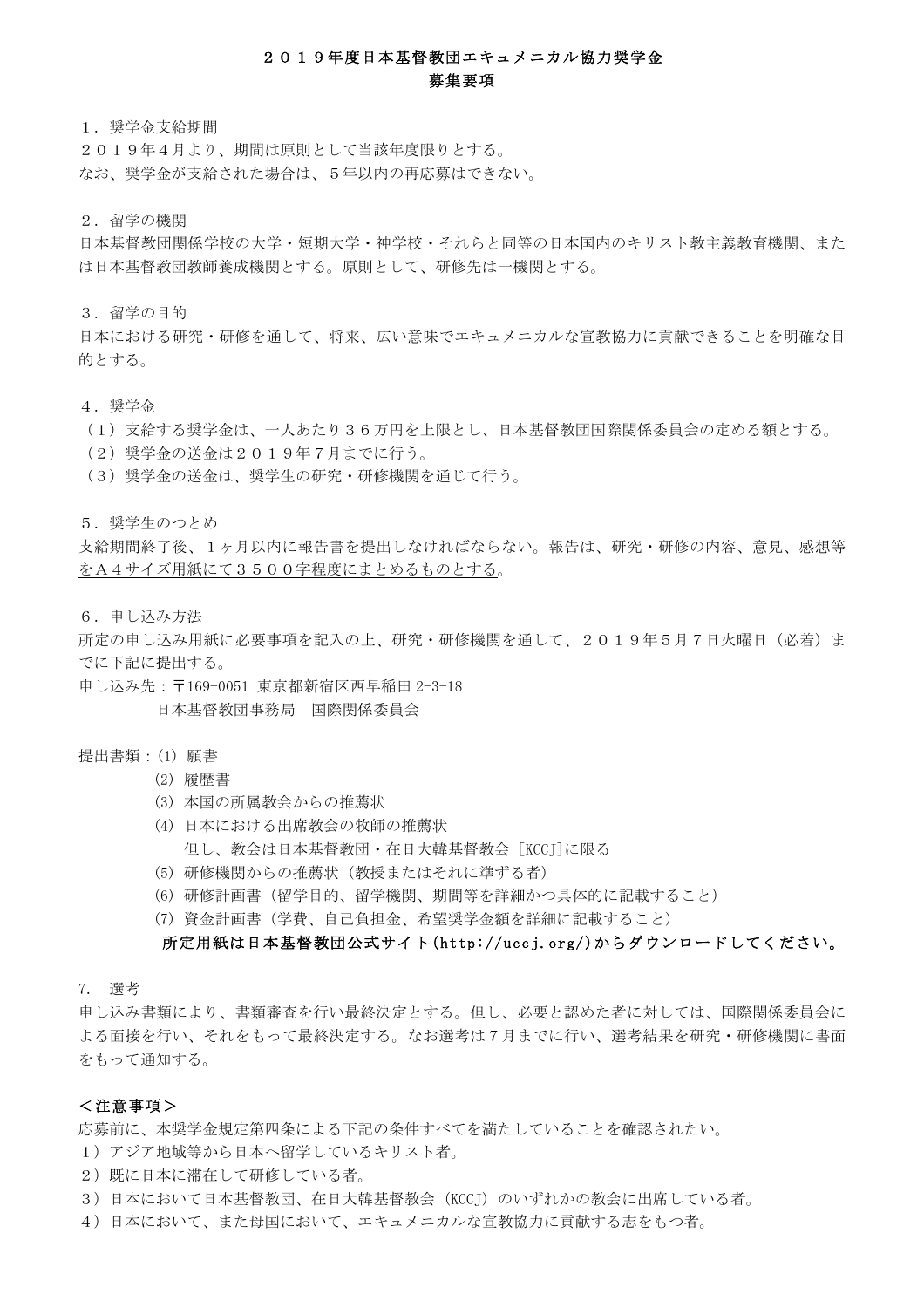# ２０１９年度日本基督教団エキュメニカル協力奨学金
# 募集要項

１．奨学金支給期間

２０１９年４月より、期間は原則として当該年度限りとする。
なお、奨学金が支給された場合は、５年以内の再応募はできない。

２．留学の機関

日本基督教団関係学校の大学・短期大学・神学校・それらと同等の日本国内のキリスト教主義教育機関、または日本基督教団教師養成機関とする。原則として、研修先は一機関とする。

３．留学の目的

日本における研究・研修を通して、将来、広い意味でエキュメニカルな宣教協力に貢献できることを明確な目的とする。

４．奨学金

（１）支給する奨学金は、一人あたり３６万円を上限とし、日本基督教団国際関係委員会の定める額とする。
（２）奨学金の送金は２０１９年７月までに行う。
（３）奨学金の送金は、奨学生の研究・研修機関を通じて行う。

５．奨学生のつとめ

<u>支給期間終了後、１ヶ月以内に報告書を提出しなければならない。報告は、研究・研修の内容、意見、感想等をＡ４サイズ用紙にて３５００字程度にまとめるものとする。</u>

６．申し込み方法

所定の申し込み用紙に必要事項を記入の上、研究・研修機関を通して、２０１９年５月７日火曜日（必着）までに下記に提出する。

申し込み先：〒169-0051 東京都新宿区西早稲田 2-3-18
日本基督教団事務局　国際関係委員会

提出書類：
(1) 願書
(2) 履歴書
(3) 本国の所属教会からの推薦状
(4) 日本における出席教会の牧師の推薦状
　但し、教会は日本基督教団・在日大韓基督教会［KCCJ］に限る
(5) 研修機関からの推薦状（教授またはそれに準ずる者）
(6) 研修計画書（留学目的、留学機関、期間等を詳細かつ具体的に記載すること）
(7) 資金計画書（学費、自己負担金、希望奨学金額を詳細に記載すること）

**所定用紙は日本基督教団公式サイト(http://uccj.org/)からダウンロードしてください。**

7.　選考

申し込み書類により、書類審査を行い最終決定とする。但し、必要と認めた者に対しては、国際関係委員会による面接を行い、それをもって最終決定する。なお選考は７月までに行い、選考結果を研究・研修機関に書面をもって通知する。

**＜注意事項＞**

応募前に、本奨学金規定第四条による下記の条件すべてを満たしていることを確認されたい。

１）アジア地域等から日本へ留学しているキリスト者。
２）既に日本に滞在して研修している者。
３）日本において日本基督教団、在日大韓基督教会（KCCJ）のいずれかの教会に出席している者。
４）日本において、また母国において、エキュメニカルな宣教協力に貢献する志をもつ者。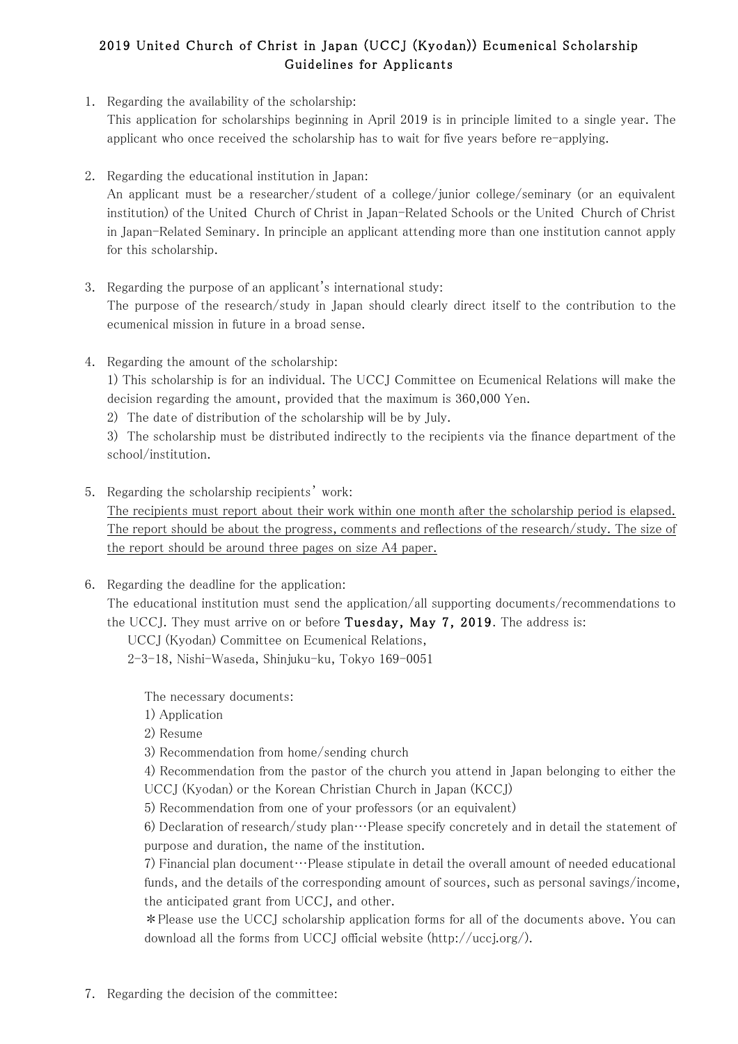# 2019 United Church of Christ in Japan (UCCJ (Kyodan)) Ecumenical Scholarship Guidelines for Applicants

1. Regarding the availability of the scholarship:
   This application for scholarships beginning in April 2019 is in principle limited to a single year. The applicant who once received the scholarship has to wait for five years before re-applying.

2. Regarding the educational institution in Japan:
   An applicant must be a researcher/student of a college/junior college/seminary (or an equivalent institution) of the United Church of Christ in Japan-Related Schools or the United Church of Christ in Japan-Related Seminary. In principle an applicant attending more than one institution cannot apply for this scholarship.

3. Regarding the purpose of an applicant's international study:
   The purpose of the research/study in Japan should clearly direct itself to the contribution to the ecumenical mission in future in a broad sense.

4. Regarding the amount of the scholarship:
   1) This scholarship is for an individual. The UCCJ Committee on Ecumenical Relations will make the decision regarding the amount, provided that the maximum is 360,000 Yen.
   2) The date of distribution of the scholarship will be by July.
   3) The scholarship must be distributed indirectly to the recipients via the finance department of the school/institution.

5. Regarding the scholarship recipients' work:
   The recipients must report about their work within one month after the scholarship period is elapsed. The report should be about the progress, comments and reflections of the research/study. The size of the report should be around three pages on size A4 paper.

6. Regarding the deadline for the application:
   The educational institution must send the application/all supporting documents/recommendations to the UCCJ. They must arrive on or before **Tuesday, May 7, 2019**. The address is:
   UCCJ (Kyodan) Committee on Ecumenical Relations,
   2-3-18, Nishi-Waseda, Shinjuku-ku, Tokyo 169-0051

   The necessary documents:
   1) Application
   2) Resume
   3) Recommendation from home/sending church
   4) Recommendation from the pastor of the church you attend in Japan belonging to either the UCCJ (Kyodan) or the Korean Christian Church in Japan (KCCJ)
   5) Recommendation from one of your professors (or an equivalent)
   6) Declaration of research/study plan…Please specify concretely and in detail the statement of purpose and duration, the name of the institution.
   7) Financial plan document…Please stipulate in detail the overall amount of needed educational funds, and the details of the corresponding amount of sources, such as personal savings/income, the anticipated grant from UCCJ, and other.
   ＊Please use the UCCJ scholarship application forms for all of the documents above. You can download all the forms from UCCJ official website (http://uccj.org/).

7. Regarding the decision of the committee: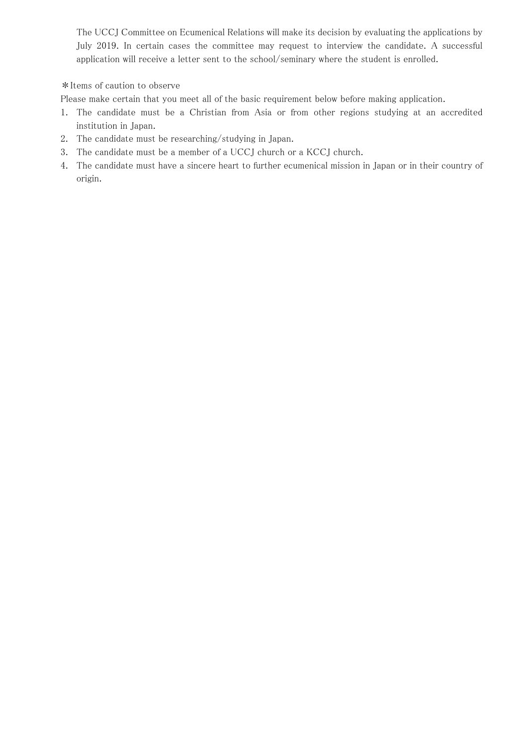The UCCJ Committee on Ecumenical Relations will make its decision by evaluating the applications by July 2019. In certain cases the committee may request to interview the candidate. A successful application will receive a letter sent to the school/seminary where the student is enrolled.

＊Items of caution to observe

Please make certain that you meet all of the basic requirement below before making application.

1. The candidate must be a Christian from Asia or from other regions studying at an accredited institution in Japan.
2. The candidate must be researching/studying in Japan.
3. The candidate must be a member of a UCCJ church or a KCCJ church.
4. The candidate must have a sincere heart to further ecumenical mission in Japan or in their country of origin.